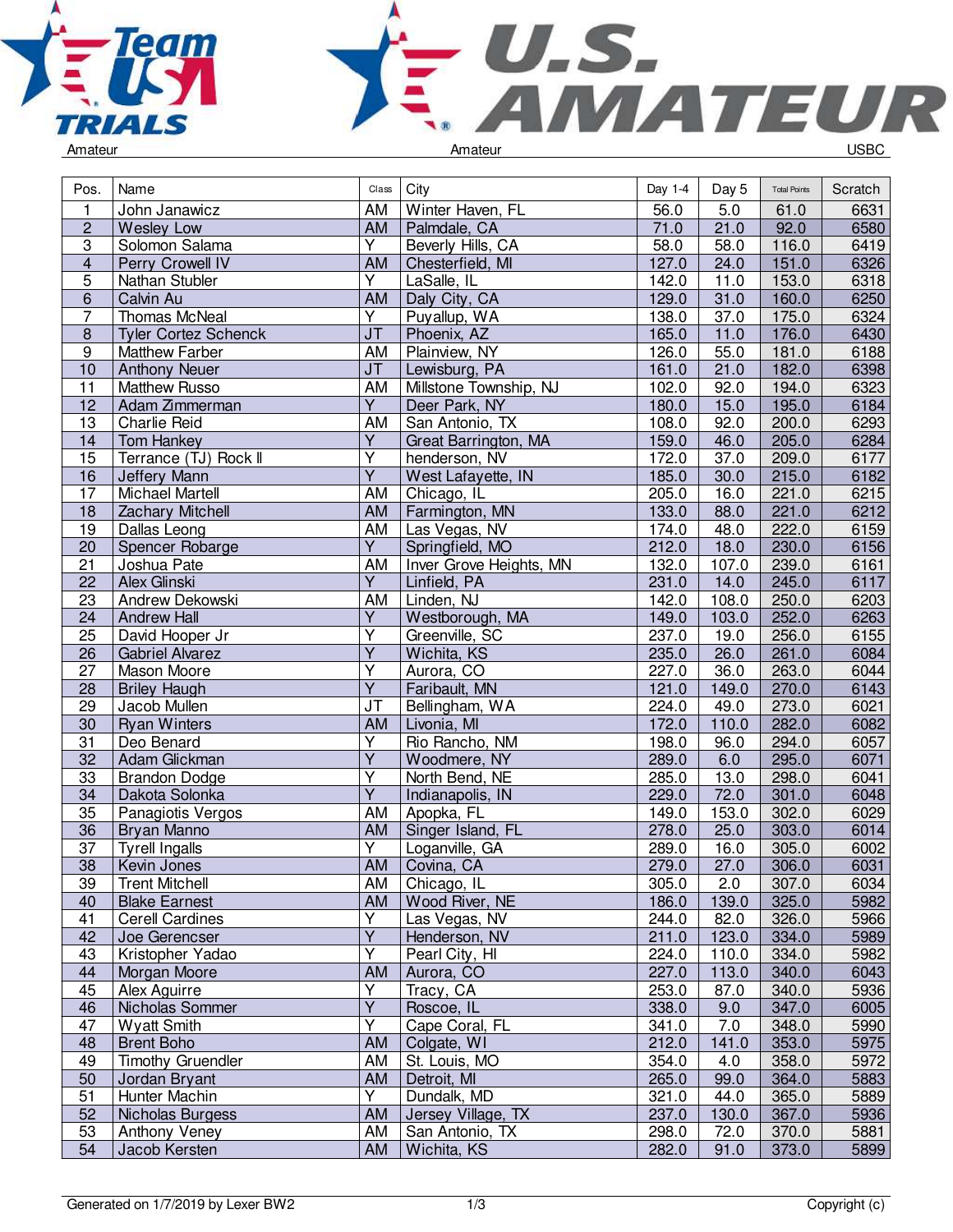Amateur | Amateur | USBC

| Pos. | Name | Class | City | Day 1-4 | Day 5 | Total Points | Scratch |
|---|---|---|---|---|---|---|---|
| 1 | John Janawicz | AM | Winter Haven, FL | 56.0 | 5.0 | 61.0 | 6631 |
| 2 | Wesley Low | AM | Palmdale, CA | 71.0 | 21.0 | 92.0 | 6580 |
| 3 | Solomon Salama | Y | Beverly Hills, CA | 58.0 | 58.0 | 116.0 | 6419 |
| 4 | Perry Crowell IV | AM | Chesterfield, MI | 127.0 | 24.0 | 151.0 | 6326 |
| 5 | Nathan Stubler | Y | LaSalle, IL | 142.0 | 11.0 | 153.0 | 6318 |
| 6 | Calvin Au | AM | Daly City, CA | 129.0 | 31.0 | 160.0 | 6250 |
| 7 | Thomas McNeal | Y | Puyallup, WA | 138.0 | 37.0 | 175.0 | 6324 |
| 8 | Tyler Cortez Schenck | JT | Phoenix, AZ | 165.0 | 11.0 | 176.0 | 6430 |
| 9 | Matthew Farber | AM | Plainview, NY | 126.0 | 55.0 | 181.0 | 6188 |
| 10 | Anthony Neuer | JT | Lewisburg, PA | 161.0 | 21.0 | 182.0 | 6398 |
| 11 | Matthew Russo | AM | Millstone Township, NJ | 102.0 | 92.0 | 194.0 | 6323 |
| 12 | Adam Zimmerman | Y | Deer Park, NY | 180.0 | 15.0 | 195.0 | 6184 |
| 13 | Charlie Reid | AM | San Antonio, TX | 108.0 | 92.0 | 200.0 | 6293 |
| 14 | Tom Hankey | Y | Great Barrington, MA | 159.0 | 46.0 | 205.0 | 6284 |
| 15 | Terrance (TJ) Rock II | Y | henderson, NV | 172.0 | 37.0 | 209.0 | 6177 |
| 16 | Jeffery Mann | Y | West Lafayette, IN | 185.0 | 30.0 | 215.0 | 6182 |
| 17 | Michael Martell | AM | Chicago, IL | 205.0 | 16.0 | 221.0 | 6215 |
| 18 | Zachary Mitchell | AM | Farmington, MN | 133.0 | 88.0 | 221.0 | 6212 |
| 19 | Dallas Leong | AM | Las Vegas, NV | 174.0 | 48.0 | 222.0 | 6159 |
| 20 | Spencer Robarge | Y | Springfield, MO | 212.0 | 18.0 | 230.0 | 6156 |
| 21 | Joshua Pate | AM | Inver Grove Heights, MN | 132.0 | 107.0 | 239.0 | 6161 |
| 22 | Alex Glinski | Y | Linfield, PA | 231.0 | 14.0 | 245.0 | 6117 |
| 23 | Andrew Dekowski | AM | Linden, NJ | 142.0 | 108.0 | 250.0 | 6203 |
| 24 | Andrew Hall | Y | Westborough, MA | 149.0 | 103.0 | 252.0 | 6263 |
| 25 | David Hooper Jr | Y | Greenville, SC | 237.0 | 19.0 | 256.0 | 6155 |
| 26 | Gabriel Alvarez | Y | Wichita, KS | 235.0 | 26.0 | 261.0 | 6084 |
| 27 | Mason Moore | Y | Aurora, CO | 227.0 | 36.0 | 263.0 | 6044 |
| 28 | Briley Haugh | Y | Faribault, MN | 121.0 | 149.0 | 270.0 | 6143 |
| 29 | Jacob Mullen | JT | Bellingham, WA | 224.0 | 49.0 | 273.0 | 6021 |
| 30 | Ryan Winters | AM | Livonia, MI | 172.0 | 110.0 | 282.0 | 6082 |
| 31 | Deo Benard | Y | Rio Rancho, NM | 198.0 | 96.0 | 294.0 | 6057 |
| 32 | Adam Glickman | Y | Woodmere, NY | 289.0 | 6.0 | 295.0 | 6071 |
| 33 | Brandon Dodge | Y | North Bend, NE | 285.0 | 13.0 | 298.0 | 6041 |
| 34 | Dakota Solonka | Y | Indianapolis, IN | 229.0 | 72.0 | 301.0 | 6048 |
| 35 | Panagiotis Vergos | AM | Apopka, FL | 149.0 | 153.0 | 302.0 | 6029 |
| 36 | Bryan Manno | AM | Singer Island, FL | 278.0 | 25.0 | 303.0 | 6014 |
| 37 | Tyrell Ingalls | Y | Loganville, GA | 289.0 | 16.0 | 305.0 | 6002 |
| 38 | Kevin Jones | AM | Covina, CA | 279.0 | 27.0 | 306.0 | 6031 |
| 39 | Trent Mitchell | AM | Chicago, IL | 305.0 | 2.0 | 307.0 | 6034 |
| 40 | Blake Earnest | AM | Wood River, NE | 186.0 | 139.0 | 325.0 | 5982 |
| 41 | Cerell Cardines | Y | Las Vegas, NV | 244.0 | 82.0 | 326.0 | 5966 |
| 42 | Joe Gerencser | Y | Henderson, NV | 211.0 | 123.0 | 334.0 | 5989 |
| 43 | Kristopher Yadao | Y | Pearl City, HI | 224.0 | 110.0 | 334.0 | 5982 |
| 44 | Morgan Moore | AM | Aurora, CO | 227.0 | 113.0 | 340.0 | 6043 |
| 45 | Alex Aguirre | Y | Tracy, CA | 253.0 | 87.0 | 340.0 | 5936 |
| 46 | Nicholas Sommer | Y | Roscoe, IL | 338.0 | 9.0 | 347.0 | 6005 |
| 47 | Wyatt Smith | Y | Cape Coral, FL | 341.0 | 7.0 | 348.0 | 5990 |
| 48 | Brent Boho | AM | Colgate, WI | 212.0 | 141.0 | 353.0 | 5975 |
| 49 | Timothy Gruendler | AM | St. Louis, MO | 354.0 | 4.0 | 358.0 | 5972 |
| 50 | Jordan Bryant | AM | Detroit, MI | 265.0 | 99.0 | 364.0 | 5883 |
| 51 | Hunter Machin | Y | Dundalk, MD | 321.0 | 44.0 | 365.0 | 5889 |
| 52 | Nicholas Burgess | AM | Jersey Village, TX | 237.0 | 130.0 | 367.0 | 5936 |
| 53 | Anthony Veney | AM | San Antonio, TX | 298.0 | 72.0 | 370.0 | 5881 |
| 54 | Jacob Kersten | AM | Wichita, KS | 282.0 | 91.0 | 373.0 | 5899 |

Generated on 1/7/2019 by Lexer BW2 | Copyright (c)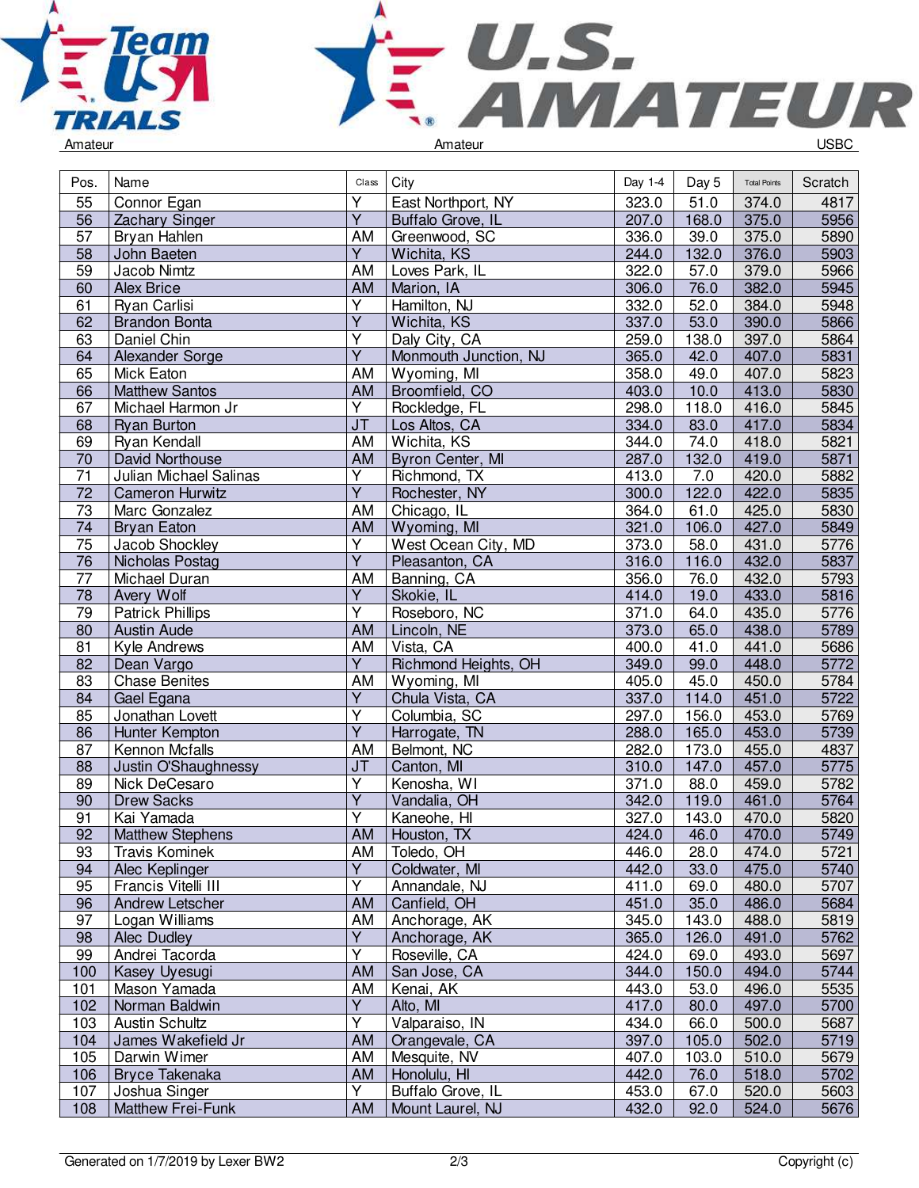Amateur | Amateur | USBC

| Pos. | Name | Class | City | Day 1-4 | Day 5 | Total Points | Scratch |
|---|---|---|---|---|---|---|---|
| 55 | Connor Egan | Y | East Northport, NY | 323.0 | 51.0 | 374.0 | 4817 |
| 56 | Zachary Singer | Y | Buffalo Grove, IL | 207.0 | 168.0 | 375.0 | 5956 |
| 57 | Bryan Hahlen | AM | Greenwood, SC | 336.0 | 39.0 | 375.0 | 5890 |
| 58 | John Baeten | Y | Wichita, KS | 244.0 | 132.0 | 376.0 | 5903 |
| 59 | Jacob Nimtz | AM | Loves Park, IL | 322.0 | 57.0 | 379.0 | 5966 |
| 60 | Alex Brice | AM | Marion, IA | 306.0 | 76.0 | 382.0 | 5945 |
| 61 | Ryan Carlisi | Y | Hamilton, NJ | 332.0 | 52.0 | 384.0 | 5948 |
| 62 | Brandon Bonta | Y | Wichita, KS | 337.0 | 53.0 | 390.0 | 5866 |
| 63 | Daniel Chin | Y | Daly City, CA | 259.0 | 138.0 | 397.0 | 5864 |
| 64 | Alexander Sorge | Y | Monmouth Junction, NJ | 365.0 | 42.0 | 407.0 | 5831 |
| 65 | Mick Eaton | AM | Wyoming, MI | 358.0 | 49.0 | 407.0 | 5823 |
| 66 | Matthew Santos | AM | Broomfield, CO | 403.0 | 10.0 | 413.0 | 5830 |
| 67 | Michael Harmon Jr | Y | Rockledge, FL | 298.0 | 118.0 | 416.0 | 5845 |
| 68 | Ryan Burton | JT | Los Altos, CA | 334.0 | 83.0 | 417.0 | 5834 |
| 69 | Ryan Kendall | AM | Wichita, KS | 344.0 | 74.0 | 418.0 | 5821 |
| 70 | David Northouse | AM | Byron Center, MI | 287.0 | 132.0 | 419.0 | 5871 |
| 71 | Julian Michael Salinas | Y | Richmond, TX | 413.0 | 7.0 | 420.0 | 5882 |
| 72 | Cameron Hurwitz | Y | Rochester, NY | 300.0 | 122.0 | 422.0 | 5835 |
| 73 | Marc Gonzalez | AM | Chicago, IL | 364.0 | 61.0 | 425.0 | 5830 |
| 74 | Bryan Eaton | AM | Wyoming, MI | 321.0 | 106.0 | 427.0 | 5849 |
| 75 | Jacob Shockley | Y | West Ocean City, MD | 373.0 | 58.0 | 431.0 | 5776 |
| 76 | Nicholas Postag | Y | Pleasanton, CA | 316.0 | 116.0 | 432.0 | 5837 |
| 77 | Michael Duran | AM | Banning, CA | 356.0 | 76.0 | 432.0 | 5793 |
| 78 | Avery Wolf | Y | Skokie, IL | 414.0 | 19.0 | 433.0 | 5816 |
| 79 | Patrick Phillips | Y | Roseboro, NC | 371.0 | 64.0 | 435.0 | 5776 |
| 80 | Austin Aude | AM | Lincoln, NE | 373.0 | 65.0 | 438.0 | 5789 |
| 81 | Kyle Andrews | AM | Vista, CA | 400.0 | 41.0 | 441.0 | 5686 |
| 82 | Dean Vargo | Y | Richmond Heights, OH | 349.0 | 99.0 | 448.0 | 5772 |
| 83 | Chase Benites | AM | Wyoming, MI | 405.0 | 45.0 | 450.0 | 5784 |
| 84 | Gael Egana | Y | Chula Vista, CA | 337.0 | 114.0 | 451.0 | 5722 |
| 85 | Jonathan Lovett | Y | Columbia, SC | 297.0 | 156.0 | 453.0 | 5769 |
| 86 | Hunter Kempton | Y | Harrogate, TN | 288.0 | 165.0 | 453.0 | 5739 |
| 87 | Kennon Mcfalls | AM | Belmont, NC | 282.0 | 173.0 | 455.0 | 4837 |
| 88 | Justin O'Shaughnessy | JT | Canton, MI | 310.0 | 147.0 | 457.0 | 5775 |
| 89 | Nick DeCesaro | Y | Kenosha, WI | 371.0 | 88.0 | 459.0 | 5782 |
| 90 | Drew Sacks | Y | Vandalia, OH | 342.0 | 119.0 | 461.0 | 5764 |
| 91 | Kai Yamada | Y | Kaneohe, HI | 327.0 | 143.0 | 470.0 | 5820 |
| 92 | Matthew Stephens | AM | Houston, TX | 424.0 | 46.0 | 470.0 | 5749 |
| 93 | Travis Kominek | AM | Toledo, OH | 446.0 | 28.0 | 474.0 | 5721 |
| 94 | Alec Keplinger | Y | Coldwater, MI | 442.0 | 33.0 | 475.0 | 5740 |
| 95 | Francis Vitelli III | Y | Annandale, NJ | 411.0 | 69.0 | 480.0 | 5707 |
| 96 | Andrew Letscher | AM | Canfield, OH | 451.0 | 35.0 | 486.0 | 5684 |
| 97 | Logan Williams | AM | Anchorage, AK | 345.0 | 143.0 | 488.0 | 5819 |
| 98 | Alec Dudley | Y | Anchorage, AK | 365.0 | 126.0 | 491.0 | 5762 |
| 99 | Andrei Tacorda | Y | Roseville, CA | 424.0 | 69.0 | 493.0 | 5697 |
| 100 | Kasey Uyesugi | AM | San Jose, CA | 344.0 | 150.0 | 494.0 | 5744 |
| 101 | Mason Yamada | AM | Kenai, AK | 443.0 | 53.0 | 496.0 | 5535 |
| 102 | Norman Baldwin | Y | Alto, MI | 417.0 | 80.0 | 497.0 | 5700 |
| 103 | Austin Schultz | Y | Valparaiso, IN | 434.0 | 66.0 | 500.0 | 5687 |
| 104 | James Wakefield Jr | AM | Orangevale, CA | 397.0 | 105.0 | 502.0 | 5719 |
| 105 | Darwin Wimer | AM | Mesquite, NV | 407.0 | 103.0 | 510.0 | 5679 |
| 106 | Bryce Takenaka | AM | Honolulu, HI | 442.0 | 76.0 | 518.0 | 5702 |
| 107 | Joshua Singer | Y | Buffalo Grove, IL | 453.0 | 67.0 | 520.0 | 5603 |
| 108 | Matthew Frei-Funk | AM | Mount Laurel, NJ | 432.0 | 92.0 | 524.0 | 5676 |

Generated on 1/7/2019 by Lexer BW2 | Copyright (c)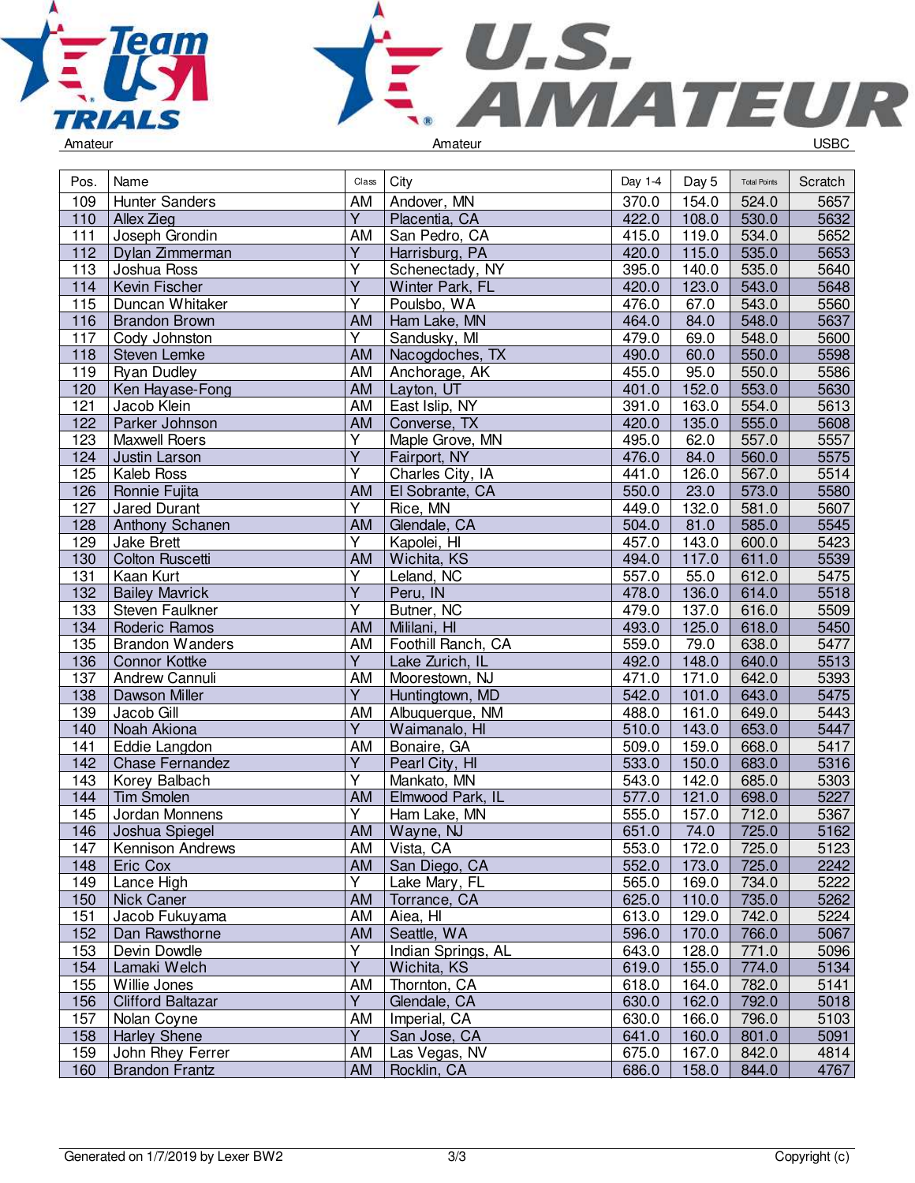Amateur | Amateur | USBC

| Pos. | Name | Class | City | Day 1-4 | Day 5 | Total Points | Scratch |
|---|---|---|---|---|---|---|---|
| 109 | Hunter Sanders | AM | Andover, MN | 370.0 | 154.0 | 524.0 | 5657 |
| 110 | Allex Zieg | Y | Placentia, CA | 422.0 | 108.0 | 530.0 | 5632 |
| 111 | Joseph Grondin | AM | San Pedro, CA | 415.0 | 119.0 | 534.0 | 5652 |
| 112 | Dylan Zimmerman | Y | Harrisburg, PA | 420.0 | 115.0 | 535.0 | 5653 |
| 113 | Joshua Ross | Y | Schenectady, NY | 395.0 | 140.0 | 535.0 | 5640 |
| 114 | Kevin Fischer | Y | Winter Park, FL | 420.0 | 123.0 | 543.0 | 5648 |
| 115 | Duncan Whitaker | Y | Poulsbo, WA | 476.0 | 67.0 | 543.0 | 5560 |
| 116 | Brandon Brown | AM | Ham Lake, MN | 464.0 | 84.0 | 548.0 | 5637 |
| 117 | Cody Johnston | Y | Sandusky, MI | 479.0 | 69.0 | 548.0 | 5600 |
| 118 | Steven Lemke | AM | Nacogdoches, TX | 490.0 | 60.0 | 550.0 | 5598 |
| 119 | Ryan Dudley | AM | Anchorage, AK | 455.0 | 95.0 | 550.0 | 5586 |
| 120 | Ken Hayase-Fong | AM | Layton, UT | 401.0 | 152.0 | 553.0 | 5630 |
| 121 | Jacob Klein | AM | East Islip, NY | 391.0 | 163.0 | 554.0 | 5613 |
| 122 | Parker Johnson | AM | Converse, TX | 420.0 | 135.0 | 555.0 | 5608 |
| 123 | Maxwell Roers | Y | Maple Grove, MN | 495.0 | 62.0 | 557.0 | 5557 |
| 124 | Justin Larson | Y | Fairport, NY | 476.0 | 84.0 | 560.0 | 5575 |
| 125 | Kaleb Ross | Y | Charles City, IA | 441.0 | 126.0 | 567.0 | 5514 |
| 126 | Ronnie Fujita | AM | El Sobrante, CA | 550.0 | 23.0 | 573.0 | 5580 |
| 127 | Jared Durant | Y | Rice, MN | 449.0 | 132.0 | 581.0 | 5607 |
| 128 | Anthony Schanen | AM | Glendale, CA | 504.0 | 81.0 | 585.0 | 5545 |
| 129 | Jake Brett | Y | Kapolei, HI | 457.0 | 143.0 | 600.0 | 5423 |
| 130 | Colton Ruscetti | AM | Wichita, KS | 494.0 | 117.0 | 611.0 | 5539 |
| 131 | Kaan Kurt | Y | Leland, NC | 557.0 | 55.0 | 612.0 | 5475 |
| 132 | Bailey Mavrick | Y | Peru, IN | 478.0 | 136.0 | 614.0 | 5518 |
| 133 | Steven Faulkner | Y | Butner, NC | 479.0 | 137.0 | 616.0 | 5509 |
| 134 | Roderic Ramos | AM | Mililani, HI | 493.0 | 125.0 | 618.0 | 5450 |
| 135 | Brandon Wanders | AM | Foothill Ranch, CA | 559.0 | 79.0 | 638.0 | 5477 |
| 136 | Connor Kottke | Y | Lake Zurich, IL | 492.0 | 148.0 | 640.0 | 5513 |
| 137 | Andrew Cannuli | AM | Moorestown, NJ | 471.0 | 171.0 | 642.0 | 5393 |
| 138 | Dawson Miller | Y | Huntingtown, MD | 542.0 | 101.0 | 643.0 | 5475 |
| 139 | Jacob Gill | AM | Albuquerque, NM | 488.0 | 161.0 | 649.0 | 5443 |
| 140 | Noah Akiona | Y | Waimanalo, HI | 510.0 | 143.0 | 653.0 | 5447 |
| 141 | Eddie Langdon | AM | Bonaire, GA | 509.0 | 159.0 | 668.0 | 5417 |
| 142 | Chase Fernandez | Y | Pearl City, HI | 533.0 | 150.0 | 683.0 | 5316 |
| 143 | Korey Balbach | Y | Mankato, MN | 543.0 | 142.0 | 685.0 | 5303 |
| 144 | Tim Smolen | AM | Elmwood Park, IL | 577.0 | 121.0 | 698.0 | 5227 |
| 145 | Jordan Monnens | Y | Ham Lake, MN | 555.0 | 157.0 | 712.0 | 5367 |
| 146 | Joshua Spiegel | AM | Wayne, NJ | 651.0 | 74.0 | 725.0 | 5162 |
| 147 | Kennison Andrews | AM | Vista, CA | 553.0 | 172.0 | 725.0 | 5123 |
| 148 | Eric Cox | AM | San Diego, CA | 552.0 | 173.0 | 725.0 | 2242 |
| 149 | Lance High | Y | Lake Mary, FL | 565.0 | 169.0 | 734.0 | 5222 |
| 150 | Nick Caner | AM | Torrance, CA | 625.0 | 110.0 | 735.0 | 5262 |
| 151 | Jacob Fukuyama | AM | Aiea, HI | 613.0 | 129.0 | 742.0 | 5224 |
| 152 | Dan Rawsthorne | AM | Seattle, WA | 596.0 | 170.0 | 766.0 | 5067 |
| 153 | Devin Dowdle | Y | Indian Springs, AL | 643.0 | 128.0 | 771.0 | 5096 |
| 154 | Lamaki Welch | Y | Wichita, KS | 619.0 | 155.0 | 774.0 | 5134 |
| 155 | Willie Jones | AM | Thornton, CA | 618.0 | 164.0 | 782.0 | 5141 |
| 156 | Clifford Baltazar | Y | Glendale, CA | 630.0 | 162.0 | 792.0 | 5018 |
| 157 | Nolan Coyne | AM | Imperial, CA | 630.0 | 166.0 | 796.0 | 5103 |
| 158 | Harley Shene | Y | San Jose, CA | 641.0 | 160.0 | 801.0 | 5091 |
| 159 | John Rhey Ferrer | AM | Las Vegas, NV | 675.0 | 167.0 | 842.0 | 4814 |
| 160 | Brandon Frantz | AM | Rocklin, CA | 686.0 | 158.0 | 844.0 | 4767 |

Generated on 1/7/2019 by Lexer BW2 | Copyright (c)